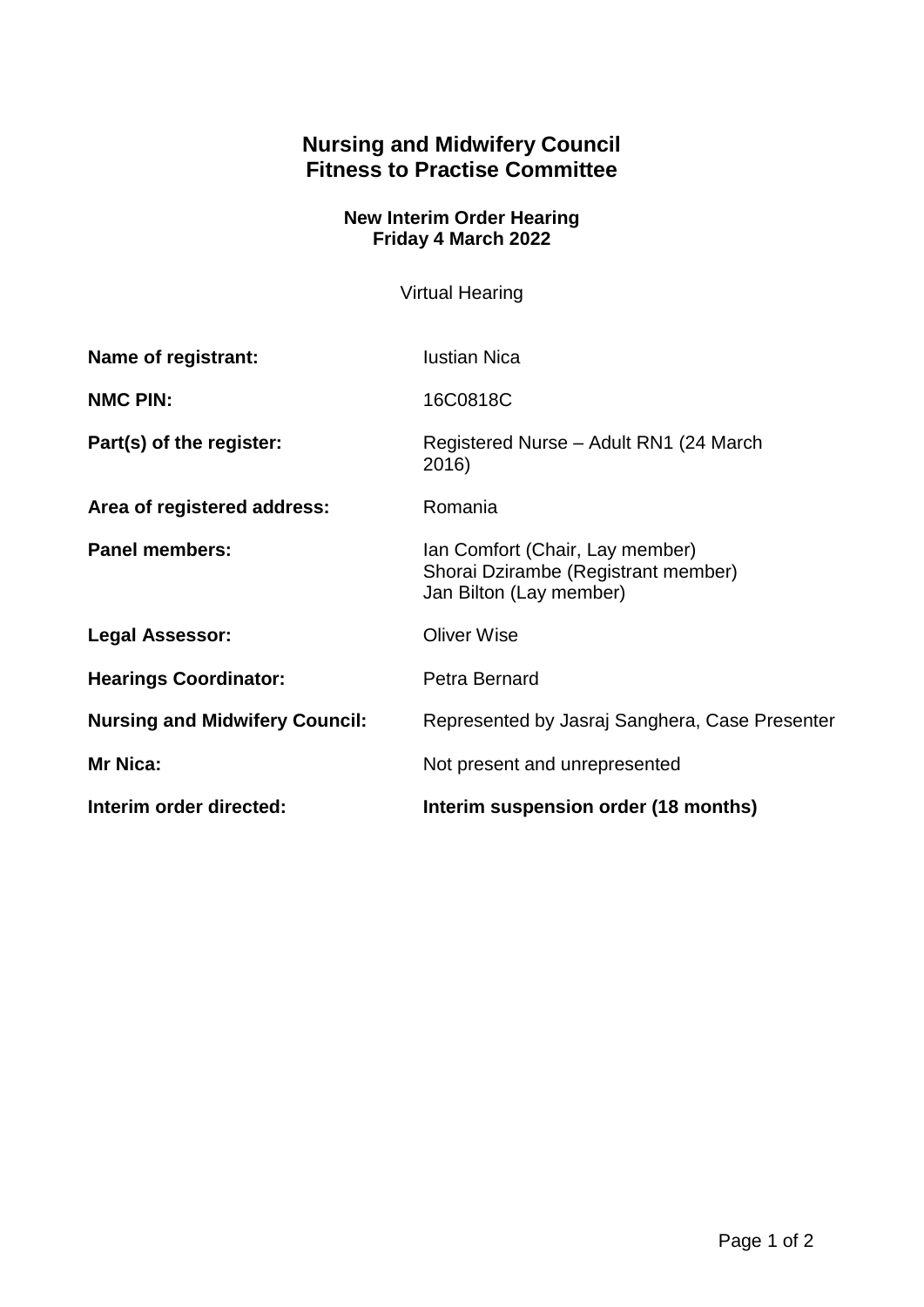# Nursing and Midwifery Council
# Fitness to Practise Committee

### New Interim Order Hearing
### Friday 4 March 2022

Virtual Hearing

| | |
|---|---|
| **Name of registrant:** | Iustian Nica |
| **NMC PIN:** | 16C0818C |
| **Part(s) of the register:** | Registered Nurse – Adult RN1 (24 March 2016) |
| **Area of registered address:** | Romania |
| **Panel members:** | Ian Comfort (Chair, Lay member)<br>Shorai Dzirambe (Registrant member)<br>Jan Bilton (Lay member) |
| **Legal Assessor:** | Oliver Wise |
| **Hearings Coordinator:** | Petra Bernard |
| **Nursing and Midwifery Council:** | Represented by Jasraj Sanghera, Case Presenter |
| **Mr Nica:** | Not present and unrepresented |
| **Interim order directed:** | **Interim suspension order (18 months)** |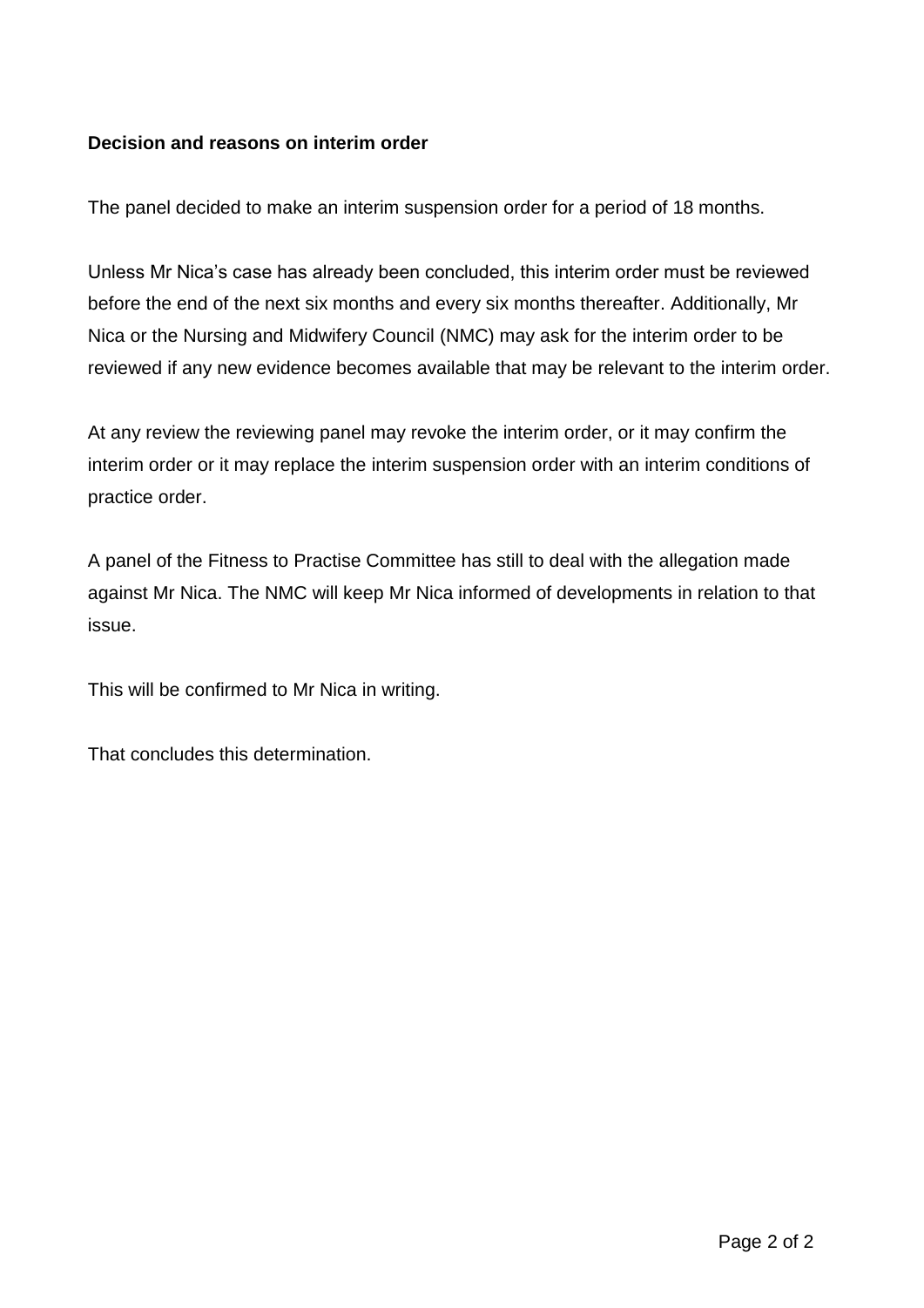**Decision and reasons on interim order**

The panel decided to make an interim suspension order for a period of 18 months.

Unless Mr Nica's case has already been concluded, this interim order must be reviewed before the end of the next six months and every six months thereafter. Additionally, Mr Nica or the Nursing and Midwifery Council (NMC) may ask for the interim order to be reviewed if any new evidence becomes available that may be relevant to the interim order.

At any review the reviewing panel may revoke the interim order, or it may confirm the interim order or it may replace the interim suspension order with an interim conditions of practice order.

A panel of the Fitness to Practise Committee has still to deal with the allegation made against Mr Nica. The NMC will keep Mr Nica informed of developments in relation to that issue.

This will be confirmed to Mr Nica in writing.

That concludes this determination.